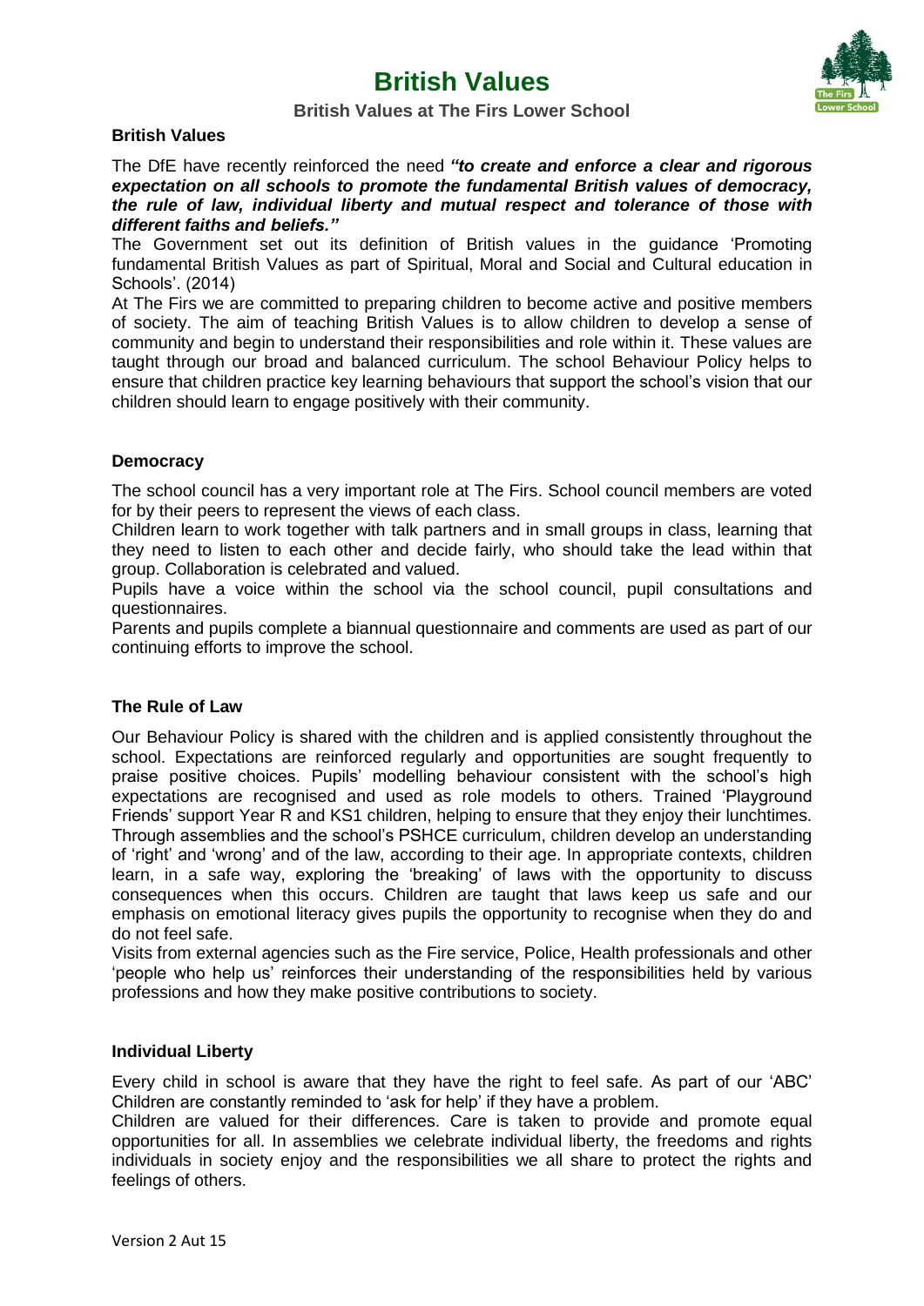# British Values

## British Values at The Firs Lower School

### British Values

The DfE have recently reinforced the need ***"to create and enforce a clear and rigorous expectation on all schools to promote the fundamental British values of democracy, the rule of law, individual liberty and mutual respect and tolerance of those with different faiths and beliefs."***

The Government set out its definition of British values in the guidance 'Promoting fundamental British Values as part of Spiritual, Moral and Social and Cultural education in Schools'. (2014)

At The Firs we are committed to preparing children to become active and positive members of society. The aim of teaching British Values is to allow children to develop a sense of community and begin to understand their responsibilities and role within it. These values are taught through our broad and balanced curriculum. The school Behaviour Policy helps to ensure that children practice key learning behaviours that support the school's vision that our children should learn to engage positively with their community.

### Democracy

The school council has a very important role at The Firs. School council members are voted for by their peers to represent the views of each class.

Children learn to work together with talk partners and in small groups in class, learning that they need to listen to each other and decide fairly, who should take the lead within that group. Collaboration is celebrated and valued.

Pupils have a voice within the school via the school council, pupil consultations and questionnaires.

Parents and pupils complete a biannual questionnaire and comments are used as part of our continuing efforts to improve the school.

### The Rule of Law

Our Behaviour Policy is shared with the children and is applied consistently throughout the school. Expectations are reinforced regularly and opportunities are sought frequently to praise positive choices. Pupils' modelling behaviour consistent with the school's high expectations are recognised and used as role models to others. Trained 'Playground Friends' support Year R and KS1 children, helping to ensure that they enjoy their lunchtimes. Through assemblies and the school's PSHCE curriculum, children develop an understanding of 'right' and 'wrong' and of the law, according to their age. In appropriate contexts, children learn, in a safe way, exploring the 'breaking' of laws with the opportunity to discuss consequences when this occurs. Children are taught that laws keep us safe and our emphasis on emotional literacy gives pupils the opportunity to recognise when they do and do not feel safe.

Visits from external agencies such as the Fire service, Police, Health professionals and other 'people who help us' reinforces their understanding of the responsibilities held by various professions and how they make positive contributions to society.

### Individual Liberty

Every child in school is aware that they have the right to feel safe. As part of our 'ABC' Children are constantly reminded to 'ask for help' if they have a problem.

Children are valued for their differences. Care is taken to provide and promote equal opportunities for all. In assemblies we celebrate individual liberty, the freedoms and rights individuals in society enjoy and the responsibilities we all share to protect the rights and feelings of others.

Version 2 Aut 15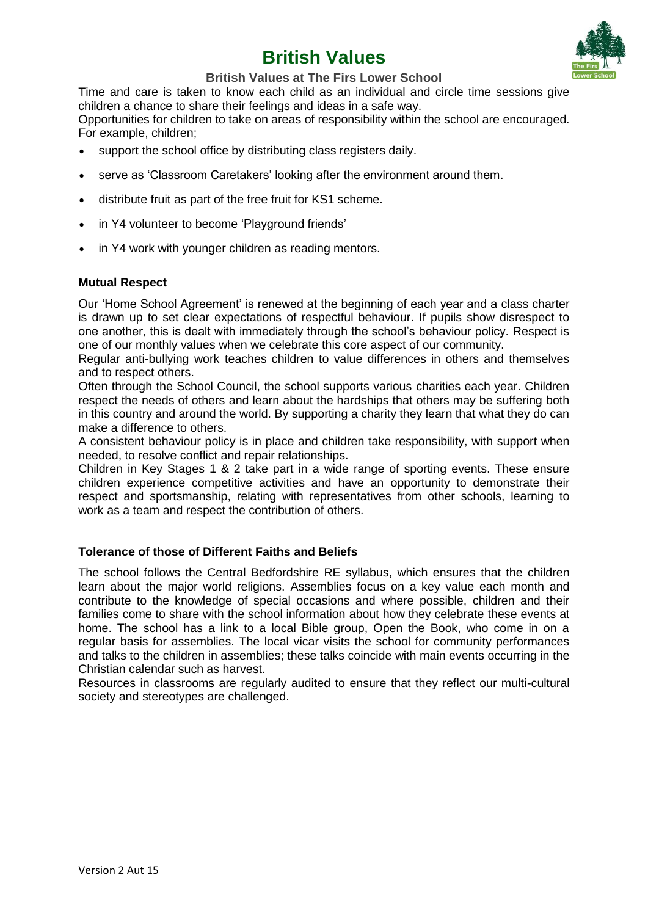# British Values

### British Values at The Firs Lower School

Time and care is taken to know each child as an individual and circle time sessions give children a chance to share their feelings and ideas in a safe way.

Opportunities for children to take on areas of responsibility within the school are encouraged. For example, children;

- support the school office by distributing class registers daily.
- serve as 'Classroom Caretakers' looking after the environment around them.
- distribute fruit as part of the free fruit for KS1 scheme.
- in Y4 volunteer to become 'Playground friends'
- in Y4 work with younger children as reading mentors.

**Mutual Respect**

Our 'Home School Agreement' is renewed at the beginning of each year and a class charter is drawn up to set clear expectations of respectful behaviour. If pupils show disrespect to one another, this is dealt with immediately through the school's behaviour policy. Respect is one of our monthly values when we celebrate this core aspect of our community.

Regular anti-bullying work teaches children to value differences in others and themselves and to respect others.

Often through the School Council, the school supports various charities each year. Children respect the needs of others and learn about the hardships that others may be suffering both in this country and around the world. By supporting a charity they learn that what they do can make a difference to others.

A consistent behaviour policy is in place and children take responsibility, with support when needed, to resolve conflict and repair relationships.

Children in Key Stages 1 & 2 take part in a wide range of sporting events. These ensure children experience competitive activities and have an opportunity to demonstrate their respect and sportsmanship, relating with representatives from other schools, learning to work as a team and respect the contribution of others.

**Tolerance of those of Different Faiths and Beliefs**

The school follows the Central Bedfordshire RE syllabus, which ensures that the children learn about the major world religions. Assemblies focus on a key value each month and contribute to the knowledge of special occasions and where possible, children and their families come to share with the school information about how they celebrate these events at home. The school has a link to a local Bible group, Open the Book, who come in on a regular basis for assemblies. The local vicar visits the school for community performances and talks to the children in assemblies; these talks coincide with main events occurring in the Christian calendar such as harvest.

Resources in classrooms are regularly audited to ensure that they reflect our multi-cultural society and stereotypes are challenged.